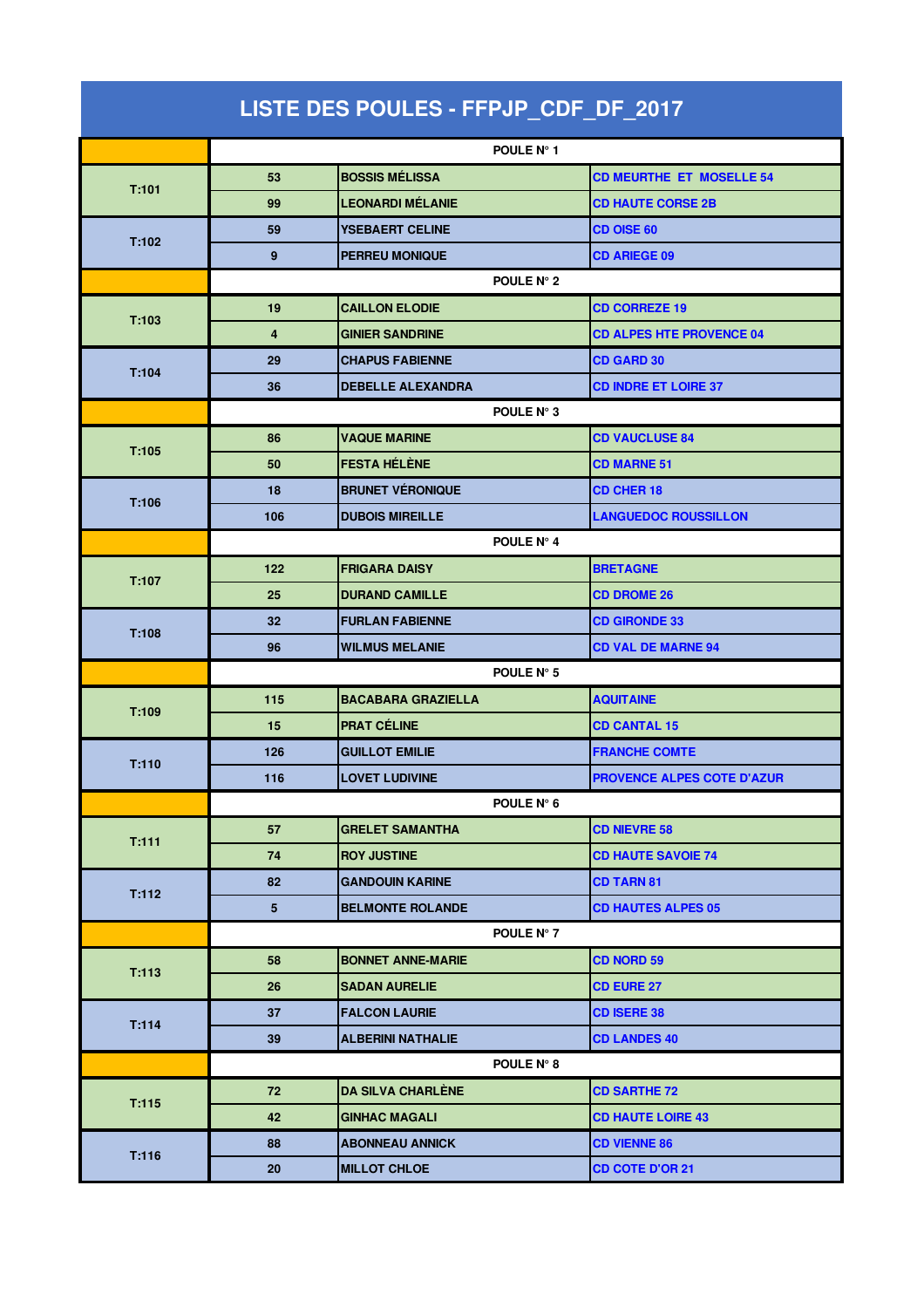# LISTE DES POULES - FFPJP_CDF_DF_2017

| | | | |
|---|---|---|---|
| | POULE N° 1 | | |
| T:101 | 53 | BOSSIS MÉLISSA | CD MEURTHE  ET  MOSELLE 54 |
| | 99 | LEONARDI MÉLANIE | CD HAUTE CORSE 2B |
| T:102 | 59 | YSEBAERT CELINE | CD OISE 60 |
| | 9 | PERREU MONIQUE | CD ARIEGE 09 |
| | POULE N° 2 | | |
| T:103 | 19 | CAILLON ELODIE | CD CORREZE 19 |
| | 4 | GINIER SANDRINE | CD ALPES HTE PROVENCE 04 |
| T:104 | 29 | CHAPUS FABIENNE | CD GARD 30 |
| | 36 | DEBELLE ALEXANDRA | CD INDRE ET LOIRE 37 |
| | POULE N° 3 | | |
| T:105 | 86 | VAQUE MARINE | CD VAUCLUSE 84 |
| | 50 | FESTA HÉLÈNE | CD MARNE 51 |
| T:106 | 18 | BRUNET VÉRONIQUE | CD CHER 18 |
| | 106 | DUBOIS MIREILLE | LANGUEDOC ROUSSILLON |
| | POULE N° 4 | | |
| T:107 | 122 | FRIGARA DAISY | BRETAGNE |
| | 25 | DURAND CAMILLE | CD DROME 26 |
| T:108 | 32 | FURLAN FABIENNE | CD GIRONDE 33 |
| | 96 | WILMUS MELANIE | CD VAL DE MARNE 94 |
| | POULE N° 5 | | |
| T:109 | 115 | BACABARA GRAZIELLA | AQUITAINE |
| | 15 | PRAT CÉLINE | CD CANTAL 15 |
| T:110 | 126 | GUILLOT EMILIE | FRANCHE COMTE |
| | 116 | LOVET LUDIVINE | PROVENCE ALPES COTE D'AZUR |
| | POULE N° 6 | | |
| T:111 | 57 | GRELET SAMANTHA | CD NIEVRE 58 |
| | 74 | ROY JUSTINE | CD HAUTE SAVOIE 74 |
| T:112 | 82 | GANDOUIN KARINE | CD TARN 81 |
| | 5 | BELMONTE ROLANDE | CD HAUTES ALPES 05 |
| | POULE N° 7 | | |
| T:113 | 58 | BONNET ANNE-MARIE | CD NORD 59 |
| | 26 | SADAN AURELIE | CD EURE 27 |
| T:114 | 37 | FALCON LAURIE | CD ISERE 38 |
| | 39 | ALBERINI NATHALIE | CD LANDES 40 |
| | POULE N° 8 | | |
| T:115 | 72 | DA SILVA CHARLÈNE | CD SARTHE 72 |
| | 42 | GINHAC MAGALI | CD HAUTE LOIRE 43 |
| T:116 | 88 | ABONNEAU ANNICK | CD VIENNE 86 |
| | 20 | MILLOT CHLOE | CD COTE D'OR 21 |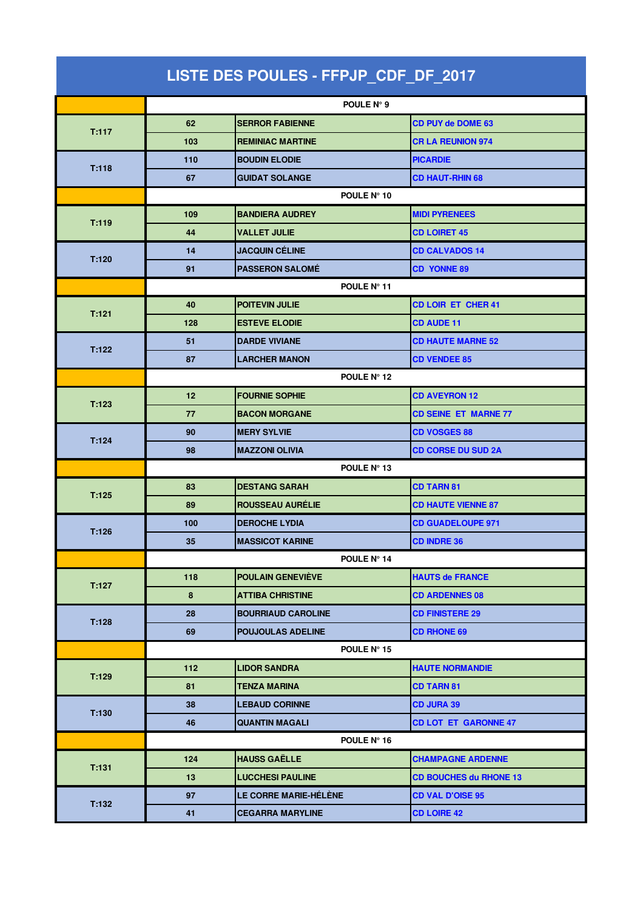# LISTE DES POULES - FFPJP_CDF_DF_2017

| | | | |
|---|---|---|---|
| | POULE N° 9 | | |
| T:117 | 62 | SERROR FABIENNE | CD PUY de DOME 63 |
| | 103 | REMINIAC MARTINE | CR LA REUNION 974 |
| T:118 | 110 | BOUDIN ELODIE | PICARDIE |
| | 67 | GUIDAT SOLANGE | CD HAUT-RHIN 68 |
| | POULE N° 10 | | |
| T:119 | 109 | BANDIERA AUDREY | MIDI PYRENEES |
| | 44 | VALLET JULIE | CD LOIRET 45 |
| T:120 | 14 | JACQUIN CÉLINE | CD CALVADOS 14 |
| | 91 | PASSERON SALOMÉ | CD  YONNE 89 |
| | POULE N° 11 | | |
| T:121 | 40 | POITEVIN JULIE | CD LOIR  ET  CHER 41 |
| | 128 | ESTEVE ELODIE | CD AUDE 11 |
| T:122 | 51 | DARDE VIVIANE | CD HAUTE MARNE 52 |
| | 87 | LARCHER MANON | CD VENDEE 85 |
| | POULE N° 12 | | |
| T:123 | 12 | FOURNIE SOPHIE | CD AVEYRON 12 |
| | 77 | BACON MORGANE | CD SEINE  ET  MARNE 77 |
| T:124 | 90 | MERY SYLVIE | CD VOSGES 88 |
| | 98 | MAZZONI OLIVIA | CD CORSE DU SUD 2A |
| | POULE N° 13 | | |
| T:125 | 83 | DESTANG SARAH | CD TARN 81 |
| | 89 | ROUSSEAU AURÉLIE | CD HAUTE VIENNE 87 |
| T:126 | 100 | DEROCHE LYDIA | CD GUADELOUPE 971 |
| | 35 | MASSICOT KARINE | CD INDRE 36 |
| | POULE N° 14 | | |
| T:127 | 118 | POULAIN GENEVIÈVE | HAUTS de FRANCE |
| | 8 | ATTIBA CHRISTINE | CD ARDENNES 08 |
| T:128 | 28 | BOURRIAUD CAROLINE | CD FINISTERE 29 |
| | 69 | POUJOULAS ADELINE | CD RHONE 69 |
| | POULE N° 15 | | |
| T:129 | 112 | LIDOR SANDRA | HAUTE NORMANDIE |
| | 81 | TENZA MARINA | CD TARN 81 |
| T:130 | 38 | LEBAUD CORINNE | CD JURA 39 |
| | 46 | QUANTIN MAGALI | CD LOT  ET  GARONNE 47 |
| | POULE N° 16 | | |
| T:131 | 124 | HAUSS GAËLLE | CHAMPAGNE ARDENNE |
| | 13 | LUCCHESI PAULINE | CD BOUCHES du RHONE 13 |
| T:132 | 97 | LE CORRE MARIE-HÉLÈNE | CD VAL D'OISE 95 |
| | 41 | CEGARRA MARYLINE | CD LOIRE 42 |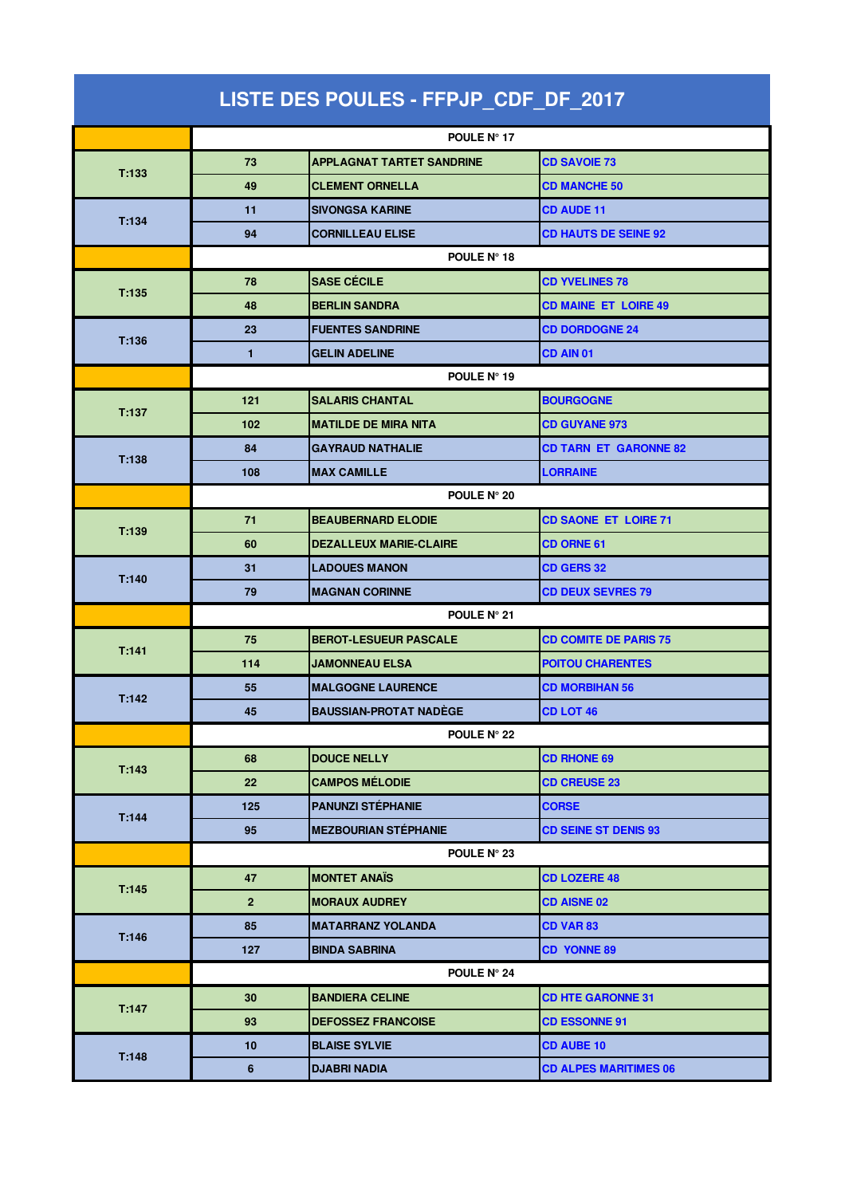# LISTE DES POULES - FFPJP_CDF_DF_2017

| | | | |
|---|---|---|---|
| | POULE N° 17 | | |
| T:133 | 73 | APPLAGNAT TARTET SANDRINE | CD SAVOIE 73 |
| | 49 | CLEMENT ORNELLA | CD MANCHE 50 |
| T:134 | 11 | SIVONGSA KARINE | CD AUDE 11 |
| | 94 | CORNILLEAU ELISE | CD HAUTS DE SEINE 92 |
| | POULE N° 18 | | |
| T:135 | 78 | SASE CÉCILE | CD YVELINES 78 |
| | 48 | BERLIN SANDRA | CD MAINE ET LOIRE 49 |
| T:136 | 23 | FUENTES SANDRINE | CD DORDOGNE 24 |
| | 1 | GELIN ADELINE | CD AIN 01 |
| | POULE N° 19 | | |
| T:137 | 121 | SALARIS CHANTAL | BOURGOGNE |
| | 102 | MATILDE DE MIRA NITA | CD GUYANE 973 |
| T:138 | 84 | GAYRAUD NATHALIE | CD TARN ET GARONNE 82 |
| | 108 | MAX CAMILLE | LORRAINE |
| | POULE N° 20 | | |
| T:139 | 71 | BEAUBERNARD ELODIE | CD SAONE ET LOIRE 71 |
| | 60 | DEZALLEUX MARIE-CLAIRE | CD ORNE 61 |
| T:140 | 31 | LADOUES MANON | CD GERS 32 |
| | 79 | MAGNAN CORINNE | CD DEUX SEVRES 79 |
| | POULE N° 21 | | |
| T:141 | 75 | BEROT-LESUEUR PASCALE | CD COMITE DE PARIS 75 |
| | 114 | JAMONNEAU ELSA | POITOU CHARENTES |
| T:142 | 55 | MALGOGNE LAURENCE | CD MORBIHAN 56 |
| | 45 | BAUSSIAN-PROTAT NADÈGE | CD LOT 46 |
| | POULE N° 22 | | |
| T:143 | 68 | DOUCE NELLY | CD RHONE 69 |
| | 22 | CAMPOS MÉLODIE | CD CREUSE 23 |
| T:144 | 125 | PANUNZI STÉPHANIE | CORSE |
| | 95 | MEZBOURIAN STÉPHANIE | CD SEINE ST DENIS 93 |
| | POULE N° 23 | | |
| T:145 | 47 | MONTET ANAÏS | CD LOZERE 48 |
| | 2 | MORAUX AUDREY | CD AISNE 02 |
| T:146 | 85 | MATARRANZ YOLANDA | CD VAR 83 |
| | 127 | BINDA SABRINA | CD YONNE 89 |
| | POULE N° 24 | | |
| T:147 | 30 | BANDIERA CELINE | CD HTE GARONNE 31 |
| | 93 | DEFOSSEZ FRANCOISE | CD ESSONNE 91 |
| T:148 | 10 | BLAISE SYLVIE | CD AUBE 10 |
| | 6 | DJABRI NADIA | CD ALPES MARITIMES 06 |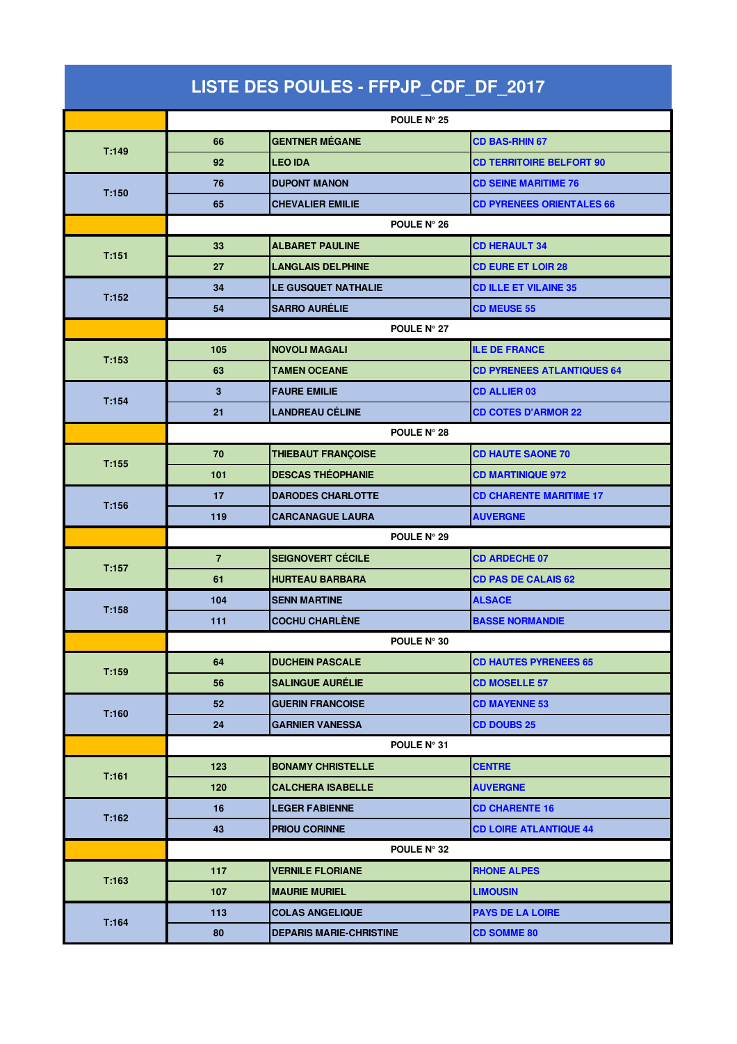# LISTE DES POULES - FFPJP_CDF_DF_2017

| | | | |
|---|---|---|---|
| | POULE N° 25 | | |
| T:149 | 66 | GENTNER MÉGANE | CD BAS-RHIN 67 |
| | 92 | LEO IDA | CD TERRITOIRE BELFORT 90 |
| T:150 | 76 | DUPONT MANON | CD SEINE MARITIME 76 |
| | 65 | CHEVALIER EMILIE | CD PYRENEES ORIENTALES 66 |
| | POULE N° 26 | | |
| T:151 | 33 | ALBARET PAULINE | CD HERAULT 34 |
| | 27 | LANGLAIS DELPHINE | CD EURE ET LOIR 28 |
| T:152 | 34 | LE GUSQUET NATHALIE | CD ILLE ET VILAINE 35 |
| | 54 | SARRO AURÉLIE | CD MEUSE 55 |
| | POULE N° 27 | | |
| T:153 | 105 | NOVOLI MAGALI | ILE DE FRANCE |
| | 63 | TAMEN OCEANE | CD PYRENEES ATLANTIQUES 64 |
| T:154 | 3 | FAURE EMILIE | CD ALLIER 03 |
| | 21 | LANDREAU CÉLINE | CD COTES D'ARMOR 22 |
| | POULE N° 28 | | |
| T:155 | 70 | THIEBAUT FRANÇOISE | CD HAUTE SAONE 70 |
| | 101 | DESCAS THÉOPHANIE | CD MARTINIQUE 972 |
| T:156 | 17 | DARODES CHARLOTTE | CD CHARENTE MARITIME 17 |
| | 119 | CARCANAGUE LAURA | AUVERGNE |
| | POULE N° 29 | | |
| T:157 | 7 | SEIGNOVERT CÉCILE | CD ARDECHE 07 |
| | 61 | HURTEAU BARBARA | CD PAS DE CALAIS 62 |
| T:158 | 104 | SENN MARTINE | ALSACE |
| | 111 | COCHU CHARLÈNE | BASSE NORMANDIE |
| | POULE N° 30 | | |
| T:159 | 64 | DUCHEIN PASCALE | CD HAUTES PYRENEES 65 |
| | 56 | SALINGUE AURÉLIE | CD MOSELLE 57 |
| T:160 | 52 | GUERIN FRANCOISE | CD MAYENNE 53 |
| | 24 | GARNIER VANESSA | CD DOUBS 25 |
| | POULE N° 31 | | |
| T:161 | 123 | BONAMY CHRISTELLE | CENTRE |
| | 120 | CALCHERA ISABELLE | AUVERGNE |
| T:162 | 16 | LEGER FABIENNE | CD CHARENTE 16 |
| | 43 | PRIOU CORINNE | CD LOIRE ATLANTIQUE 44 |
| | POULE N° 32 | | |
| T:163 | 117 | VERNILE FLORIANE | RHONE ALPES |
| | 107 | MAURIE MURIEL | LIMOUSIN |
| T:164 | 113 | COLAS ANGELIQUE | PAYS DE LA LOIRE |
| | 80 | DEPARIS MARIE-CHRISTINE | CD SOMME 80 |